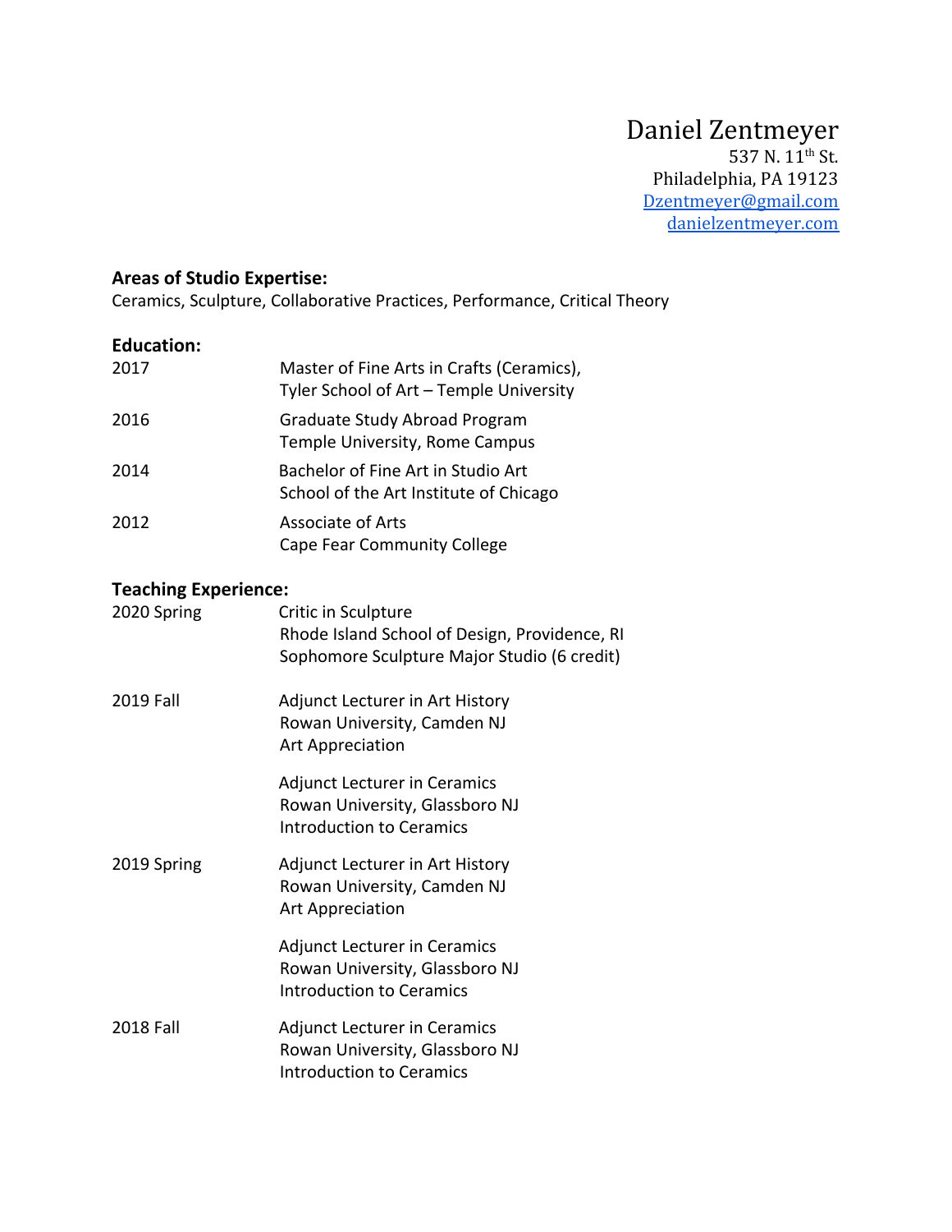# Daniel Zentmeyer

537 N. 11th St.
Philadelphia, PA 19123
[Dzentmeyer@gmail.com](mailto:Dzentmeyer@gmail.com)
[danielzentmeyer.com](http://danielzentmeyer.com)

**Areas of Studio Expertise:**

Ceramics, Sculpture, Collaborative Practices, Performance, Critical Theory

**Education:**

2017 — Master of Fine Arts in Crafts (Ceramics),
Tyler School of Art – Temple University

2016 — Graduate Study Abroad Program
Temple University, Rome Campus

2014 — Bachelor of Fine Art in Studio Art
School of the Art Institute of Chicago

2012 — Associate of Arts
Cape Fear Community College

**Teaching Experience:**

2020 Spring — Critic in Sculpture
Rhode Island School of Design, Providence, RI
Sophomore Sculpture Major Studio (6 credit)

2019 Fall — Adjunct Lecturer in Art History
Rowan University, Camden NJ
Art Appreciation

Adjunct Lecturer in Ceramics
Rowan University, Glassboro NJ
Introduction to Ceramics

2019 Spring — Adjunct Lecturer in Art History
Rowan University, Camden NJ
Art Appreciation

Adjunct Lecturer in Ceramics
Rowan University, Glassboro NJ
Introduction to Ceramics

2018 Fall — Adjunct Lecturer in Ceramics
Rowan University, Glassboro NJ
Introduction to Ceramics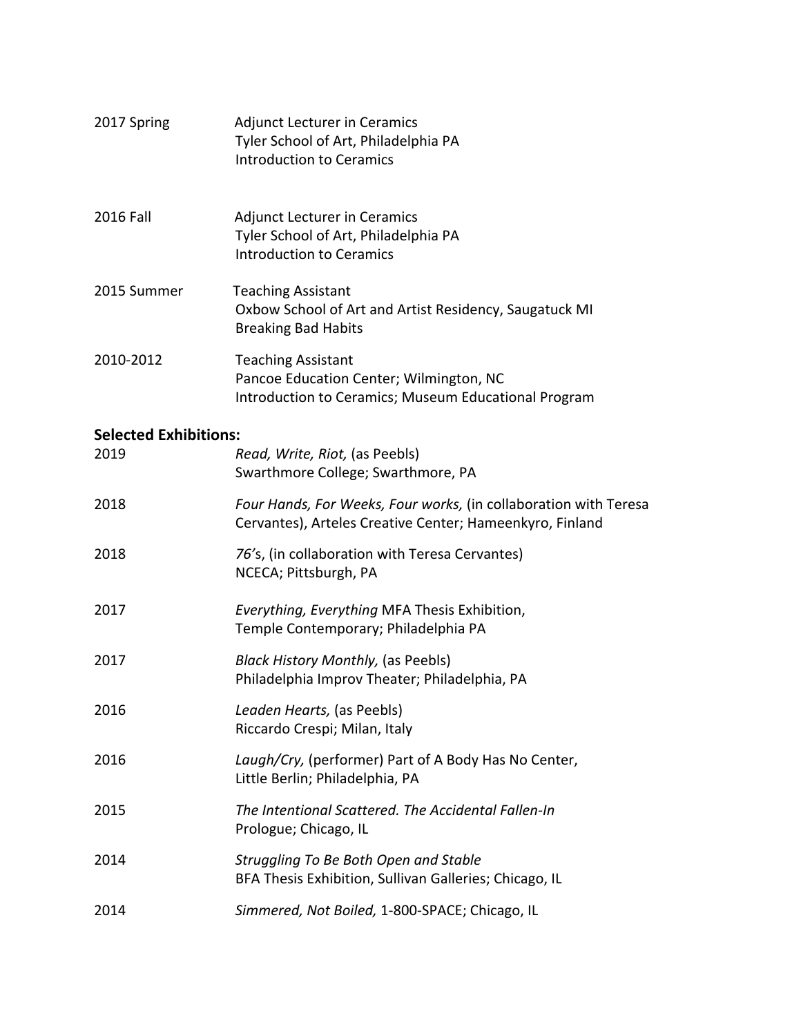2017 Spring
Adjunct Lecturer in Ceramics
Tyler School of Art, Philadelphia PA
Introduction to Ceramics

2016 Fall
Adjunct Lecturer in Ceramics
Tyler School of Art, Philadelphia PA
Introduction to Ceramics

2015 Summer
Teaching Assistant
Oxbow School of Art and Artist Residency, Saugatuck MI
Breaking Bad Habits

2010-2012
Teaching Assistant
Pancoe Education Center; Wilmington, NC
Introduction to Ceramics; Museum Educational Program

**Selected Exhibitions:**

2019
*Read, Write, Riot,* (as Peebls)
Swarthmore College; Swarthmore, PA

2018
*Four Hands, For Weeks, Four works,* (in collaboration with Teresa Cervantes), Arteles Creative Center; Hameenkyro, Finland

2018
*76's*, (in collaboration with Teresa Cervantes)
NCECA; Pittsburgh, PA

2017
*Everything, Everything* MFA Thesis Exhibition,
Temple Contemporary; Philadelphia PA

2017
*Black History Monthly,* (as Peebls)
Philadelphia Improv Theater; Philadelphia, PA

2016
*Leaden Hearts,* (as Peebls)
Riccardo Crespi; Milan, Italy

2016
*Laugh/Cry,* (performer) Part of A Body Has No Center,
Little Berlin; Philadelphia, PA

2015
*The Intentional Scattered. The Accidental Fallen-In*
Prologue; Chicago, IL

2014
*Struggling To Be Both Open and Stable*
BFA Thesis Exhibition, Sullivan Galleries; Chicago, IL

2014
*Simmered, Not Boiled,* 1-800-SPACE; Chicago, IL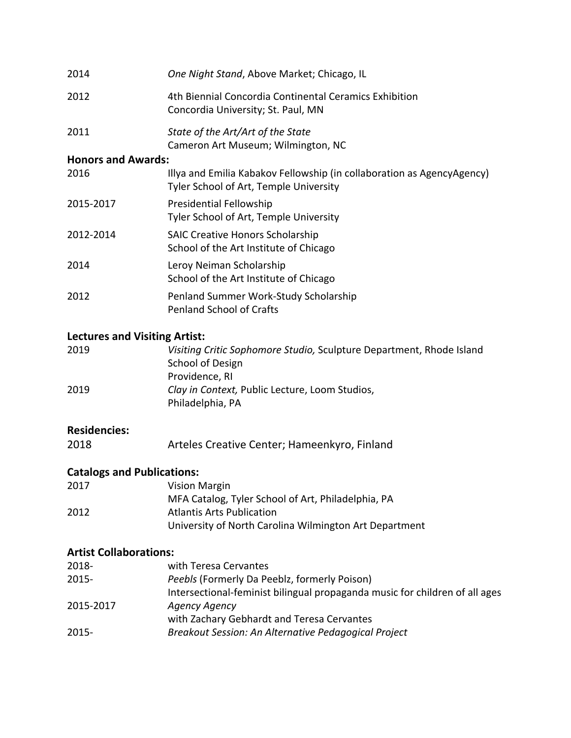2014 *One Night Stand*, Above Market; Chicago, IL

2012 4th Biennial Concordia Continental Ceramics Exhibition
Concordia University; St. Paul, MN

2011 *State of the Art/Art of the State*
Cameron Art Museum; Wilmington, NC

**Honors and Awards:**

2016 Illya and Emilia Kabakov Fellowship (in collaboration as AgencyAgency)
Tyler School of Art, Temple University

2015-2017 Presidential Fellowship
Tyler School of Art, Temple University

2012-2014 SAIC Creative Honors Scholarship
School of the Art Institute of Chicago

2014 Leroy Neiman Scholarship
School of the Art Institute of Chicago

2012 Penland Summer Work-Study Scholarship
Penland School of Crafts

**Lectures and Visiting Artist:**

2019 *Visiting Critic Sophomore Studio,* Sculpture Department, Rhode Island School of Design
Providence, RI

2019 *Clay in Context,* Public Lecture, Loom Studios,
Philadelphia, PA

**Residencies:**

2018 Arteles Creative Center; Hameenkyro, Finland

**Catalogs and Publications:**

2017 Vision Margin
MFA Catalog, Tyler School of Art, Philadelphia, PA

2012 Atlantis Arts Publication
University of North Carolina Wilmington Art Department

**Artist Collaborations:**

2018- with Teresa Cervantes

2015- *Peebls* (Formerly Da Peeblz, formerly Poison)
Intersectional-feminist bilingual propaganda music for children of all ages

2015-2017 *Agency Agency*
with Zachary Gebhardt and Teresa Cervantes

2015- *Breakout Session: An Alternative Pedagogical Project*